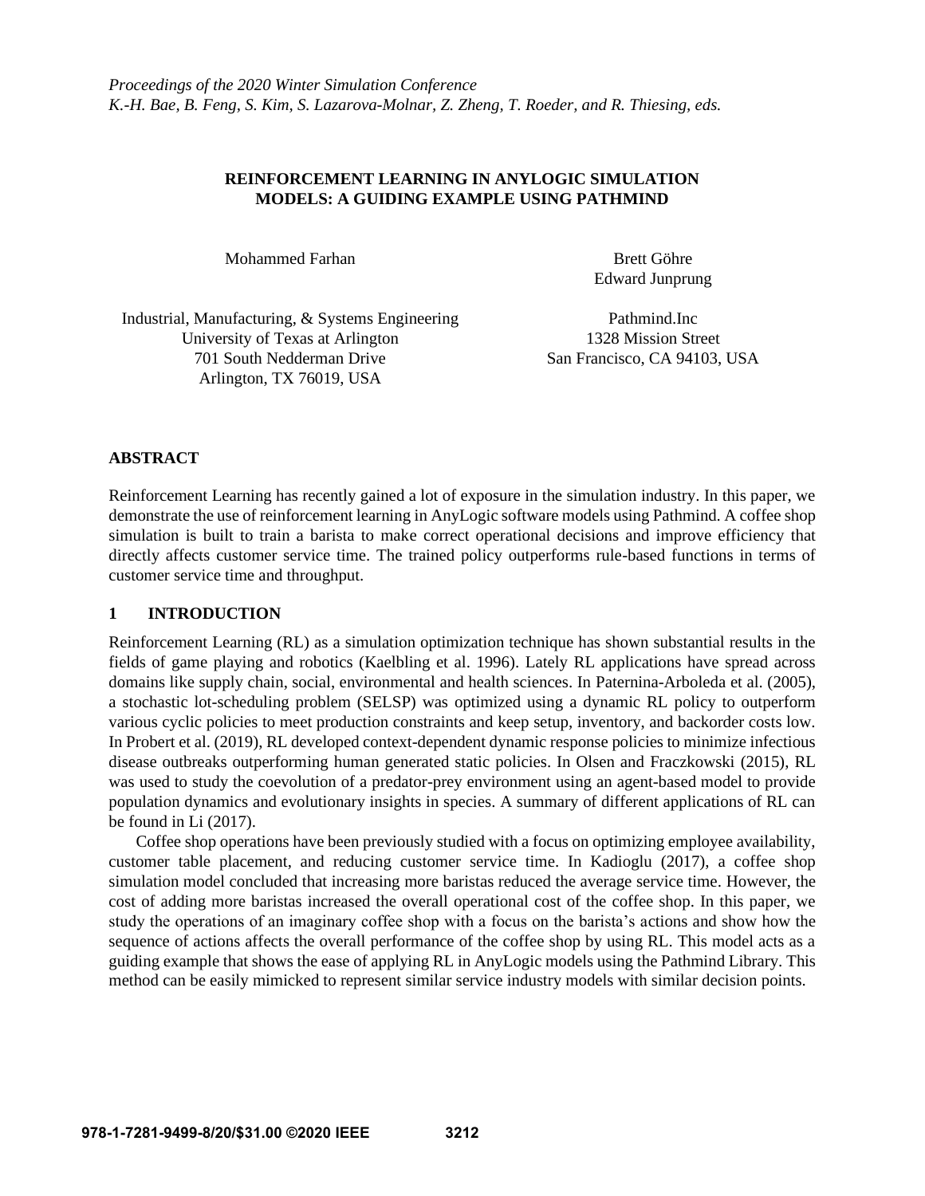*Proceedings of the 2020 Winter Simulation Conference*
*K.-H. Bae, B. Feng, S. Kim, S. Lazarova-Molnar, Z. Zheng, T. Roeder, and R. Thiesing, eds.*

# REINFORCEMENT LEARNING IN ANYLOGIC SIMULATION MODELS: A GUIDING EXAMPLE USING PATHMIND

Mohammed Farhan

Industrial, Manufacturing, & Systems Engineering
University of Texas at Arlington
701 South Nedderman Drive
Arlington, TX 76019, USA

Brett Göhre
Edward Junprung

Pathmind.Inc
1328 Mission Street
San Francisco, CA 94103, USA

## ABSTRACT

Reinforcement Learning has recently gained a lot of exposure in the simulation industry. In this paper, we demonstrate the use of reinforcement learning in AnyLogic software models using Pathmind. A coffee shop simulation is built to train a barista to make correct operational decisions and improve efficiency that directly affects customer service time. The trained policy outperforms rule-based functions in terms of customer service time and throughput.

## 1 INTRODUCTION

Reinforcement Learning (RL) as a simulation optimization technique has shown substantial results in the fields of game playing and robotics (Kaelbling et al. 1996). Lately RL applications have spread across domains like supply chain, social, environmental and health sciences. In Paternina-Arboleda et al. (2005), a stochastic lot-scheduling problem (SELSP) was optimized using a dynamic RL policy to outperform various cyclic policies to meet production constraints and keep setup, inventory, and backorder costs low. In Probert et al. (2019), RL developed context-dependent dynamic response policies to minimize infectious disease outbreaks outperforming human generated static policies. In Olsen and Fraczkowski (2015), RL was used to study the coevolution of a predator-prey environment using an agent-based model to provide population dynamics and evolutionary insights in species. A summary of different applications of RL can be found in Li (2017).

Coffee shop operations have been previously studied with a focus on optimizing employee availability, customer table placement, and reducing customer service time. In Kadioglu (2017), a coffee shop simulation model concluded that increasing more baristas reduced the average service time. However, the cost of adding more baristas increased the overall operational cost of the coffee shop. In this paper, we study the operations of an imaginary coffee shop with a focus on the barista's actions and show how the sequence of actions affects the overall performance of the coffee shop by using RL. This model acts as a guiding example that shows the ease of applying RL in AnyLogic models using the Pathmind Library. This method can be easily mimicked to represent similar service industry models with similar decision points.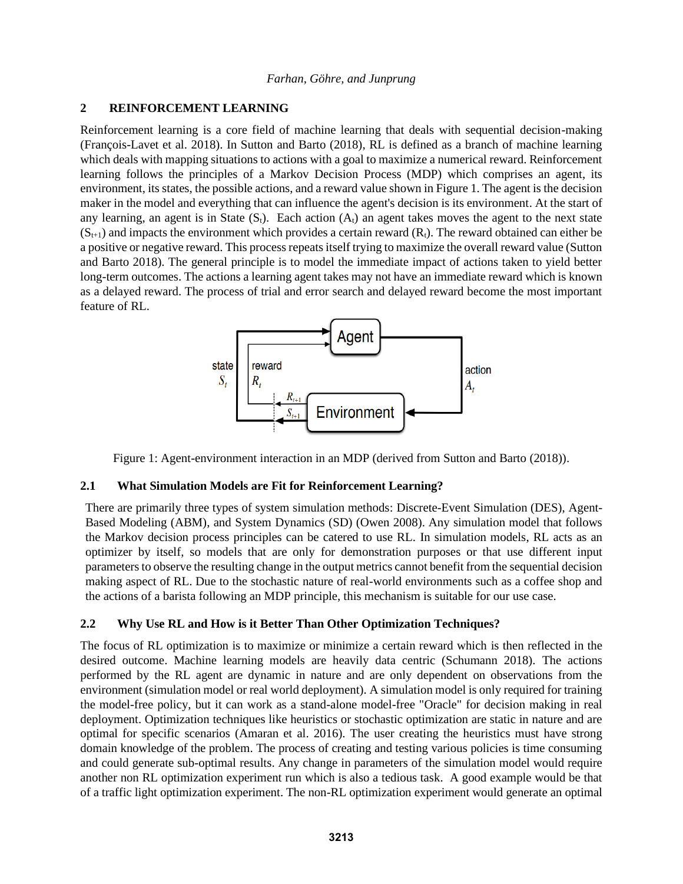## 2 REINFORCEMENT LEARNING

Reinforcement learning is a core field of machine learning that deals with sequential decision-making (François-Lavet et al. 2018). In Sutton and Barto (2018), RL is defined as a branch of machine learning which deals with mapping situations to actions with a goal to maximize a numerical reward. Reinforcement learning follows the principles of a Markov Decision Process (MDP) which comprises an agent, its environment, its states, the possible actions, and a reward value shown in Figure 1. The agent is the decision maker in the model and everything that can influence the agent's decision is its environment. At the start of any learning, an agent is in State ($S_t$). Each action ($A_t$) an agent takes moves the agent to the next state ($S_{t+1}$) and impacts the environment which provides a certain reward ($R_t$). The reward obtained can either be a positive or negative reward. This process repeats itself trying to maximize the overall reward value (Sutton and Barto 2018). The general principle is to model the immediate impact of actions taken to yield better long-term outcomes. The actions a learning agent takes may not have an immediate reward which is known as a delayed reward. The process of trial and error search and delayed reward become the most important feature of RL.

Figure 1: Agent-environment interaction in an MDP (derived from Sutton and Barto (2018)).

### 2.1 What Simulation Models are Fit for Reinforcement Learning?

There are primarily three types of system simulation methods: Discrete-Event Simulation (DES), Agent-Based Modeling (ABM), and System Dynamics (SD) (Owen 2008). Any simulation model that follows the Markov decision process principles can be catered to use RL. In simulation models, RL acts as an optimizer by itself, so models that are only for demonstration purposes or that use different input parameters to observe the resulting change in the output metrics cannot benefit from the sequential decision making aspect of RL. Due to the stochastic nature of real-world environments such as a coffee shop and the actions of a barista following an MDP principle, this mechanism is suitable for our use case.

### 2.2 Why Use RL and How is it Better Than Other Optimization Techniques?

The focus of RL optimization is to maximize or minimize a certain reward which is then reflected in the desired outcome. Machine learning models are heavily data centric (Schumann 2018). The actions performed by the RL agent are dynamic in nature and are only dependent on observations from the environment (simulation model or real world deployment). A simulation model is only required for training the model-free policy, but it can work as a stand-alone model-free "Oracle" for decision making in real deployment. Optimization techniques like heuristics or stochastic optimization are static in nature and are optimal for specific scenarios (Amaran et al. 2016). The user creating the heuristics must have strong domain knowledge of the problem. The process of creating and testing various policies is time consuming and could generate sub-optimal results. Any change in parameters of the simulation model would require another non RL optimization experiment run which is also a tedious task. A good example would be that of a traffic light optimization experiment. The non-RL optimization experiment would generate an optimal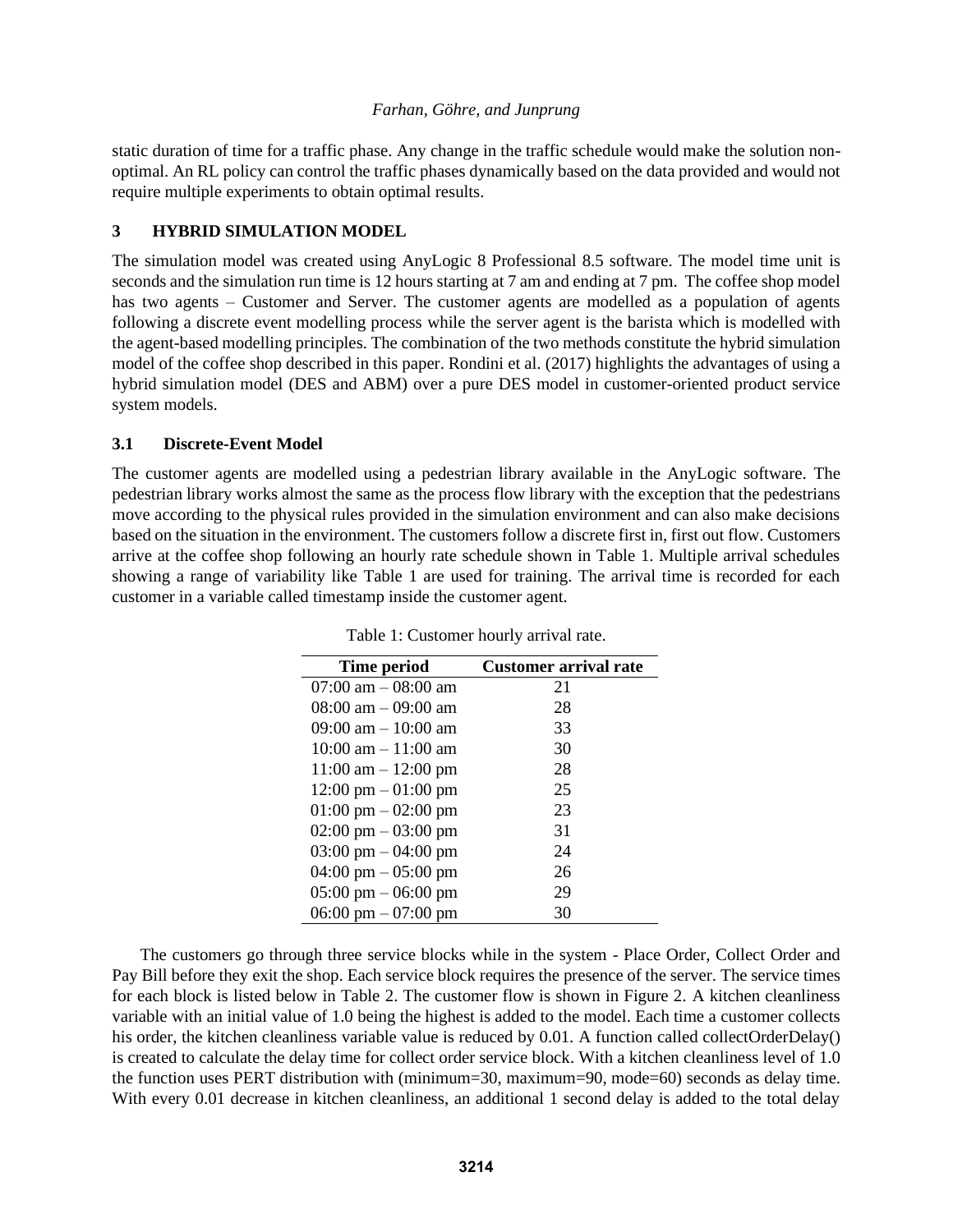static duration of time for a traffic phase. Any change in the traffic schedule would make the solution non-optimal. An RL policy can control the traffic phases dynamically based on the data provided and would not require multiple experiments to obtain optimal results.

## 3 HYBRID SIMULATION MODEL

The simulation model was created using AnyLogic 8 Professional 8.5 software. The model time unit is seconds and the simulation run time is 12 hours starting at 7 am and ending at 7 pm. The coffee shop model has two agents – Customer and Server. The customer agents are modelled as a population of agents following a discrete event modelling process while the server agent is the barista which is modelled with the agent-based modelling principles. The combination of the two methods constitute the hybrid simulation model of the coffee shop described in this paper. Rondini et al. (2017) highlights the advantages of using a hybrid simulation model (DES and ABM) over a pure DES model in customer-oriented product service system models.

### 3.1 Discrete-Event Model

The customer agents are modelled using a pedestrian library available in the AnyLogic software. The pedestrian library works almost the same as the process flow library with the exception that the pedestrians move according to the physical rules provided in the simulation environment and can also make decisions based on the situation in the environment. The customers follow a discrete first in, first out flow. Customers arrive at the coffee shop following an hourly rate schedule shown in Table 1. Multiple arrival schedules showing a range of variability like Table 1 are used for training. The arrival time is recorded for each customer in a variable called timestamp inside the customer agent.

Table 1: Customer hourly arrival rate.

| Time period | Customer arrival rate |
|---|---|
| 07:00 am – 08:00 am | 21 |
| 08:00 am – 09:00 am | 28 |
| 09:00 am – 10:00 am | 33 |
| 10:00 am – 11:00 am | 30 |
| 11:00 am – 12:00 pm | 28 |
| 12:00 pm – 01:00 pm | 25 |
| 01:00 pm – 02:00 pm | 23 |
| 02:00 pm – 03:00 pm | 31 |
| 03:00 pm – 04:00 pm | 24 |
| 04:00 pm – 05:00 pm | 26 |
| 05:00 pm – 06:00 pm | 29 |
| 06:00 pm – 07:00 pm | 30 |

The customers go through three service blocks while in the system - Place Order, Collect Order and Pay Bill before they exit the shop. Each service block requires the presence of the server. The service times for each block is listed below in Table 2. The customer flow is shown in Figure 2. A kitchen cleanliness variable with an initial value of 1.0 being the highest is added to the model. Each time a customer collects his order, the kitchen cleanliness variable value is reduced by 0.01. A function called collectOrderDelay() is created to calculate the delay time for collect order service block. With a kitchen cleanliness level of 1.0 the function uses PERT distribution with (minimum=30, maximum=90, mode=60) seconds as delay time. With every 0.01 decrease in kitchen cleanliness, an additional 1 second delay is added to the total delay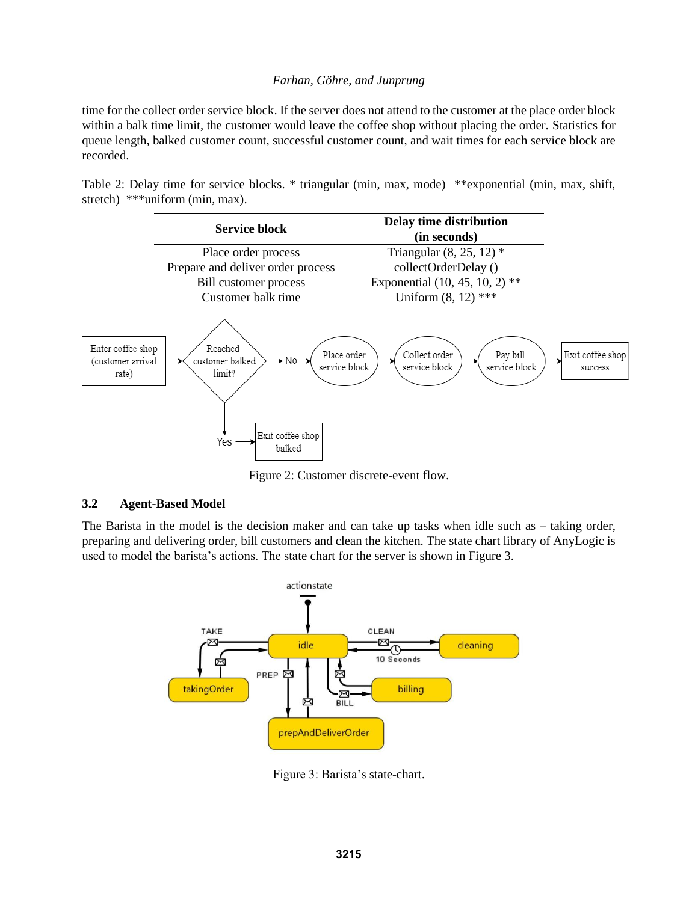time for the collect order service block. If the server does not attend to the customer at the place order block within a balk time limit, the customer would leave the coffee shop without placing the order. Statistics for queue length, balked customer count, successful customer count, and wait times for each service block are recorded.

Table 2: Delay time for service blocks. * triangular (min, max, mode) **exponential (min, max, shift, stretch) ***uniform (min, max).

| Service block | Delay time distribution (in seconds) |
| --- | --- |
| Place order process | Triangular (8, 25, 12) * |
| Prepare and deliver order process | collectOrderDelay () |
| Bill customer process | Exponential (10, 45, 10, 2) ** |
| Customer balk time | Uniform (8, 12) *** |

Figure 2: Customer discrete-event flow.

### 3.2 Agent-Based Model

The Barista in the model is the decision maker and can take up tasks when idle such as – taking order, preparing and delivering order, bill customers and clean the kitchen. The state chart library of AnyLogic is used to model the barista's actions. The state chart for the server is shown in Figure 3.

Figure 3: Barista's state-chart.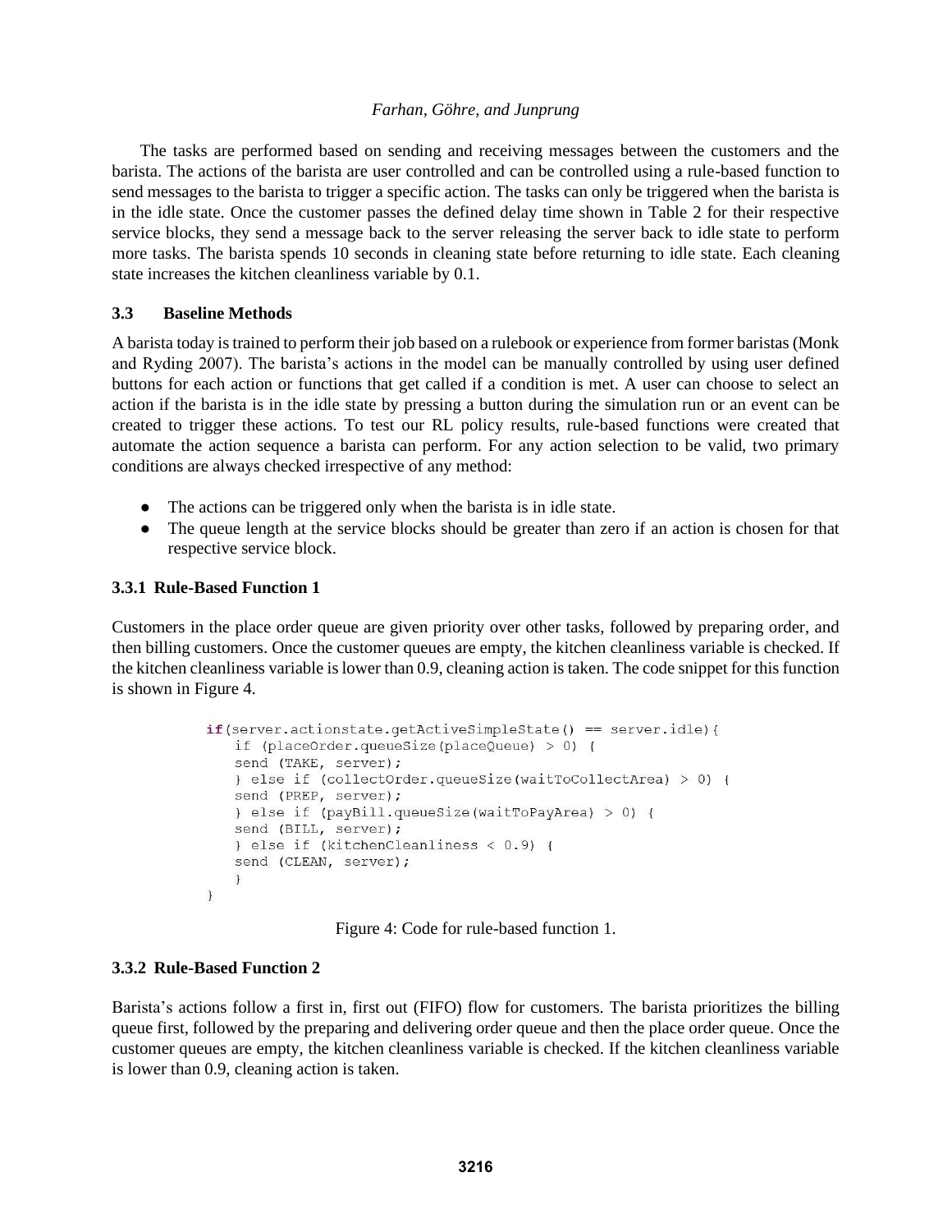The tasks are performed based on sending and receiving messages between the customers and the barista. The actions of the barista are user controlled and can be controlled using a rule-based function to send messages to the barista to trigger a specific action. The tasks can only be triggered when the barista is in the idle state. Once the customer passes the defined delay time shown in Table 2 for their respective service blocks, they send a message back to the server releasing the server back to idle state to perform more tasks. The barista spends 10 seconds in cleaning state before returning to idle state. Each cleaning state increases the kitchen cleanliness variable by 0.1.

### 3.3 Baseline Methods

A barista today is trained to perform their job based on a rulebook or experience from former baristas (Monk and Ryding 2007). The barista's actions in the model can be manually controlled by using user defined buttons for each action or functions that get called if a condition is met. A user can choose to select an action if the barista is in the idle state by pressing a button during the simulation run or an event can be created to trigger these actions. To test our RL policy results, rule-based functions were created that automate the action sequence a barista can perform. For any action selection to be valid, two primary conditions are always checked irrespective of any method:

- The actions can be triggered only when the barista is in idle state.
- The queue length at the service blocks should be greater than zero if an action is chosen for that respective service block.

#### 3.3.1 Rule-Based Function 1

Customers in the place order queue are given priority over other tasks, followed by preparing order, and then billing customers. Once the customer queues are empty, the kitchen cleanliness variable is checked. If the kitchen cleanliness variable is lower than 0.9, cleaning action is taken. The code snippet for this function is shown in Figure 4.

```
if(server.actionstate.getActiveSimpleState() == server.idle){
    if (placeOrder.queueSize(placeQueue) > 0) {
    send (TAKE, server);
    } else if (collectOrder.queueSize(waitToCollectArea) > 0) {
    send (PREP, server);
    } else if (payBill.queueSize(waitToPayArea) > 0) {
    send (BILL, server);
    } else if (kitchenCleanliness < 0.9) {
    send (CLEAN, server);
    }
}
```

Figure 4: Code for rule-based function 1.

#### 3.3.2 Rule-Based Function 2

Barista's actions follow a first in, first out (FIFO) flow for customers. The barista prioritizes the billing queue first, followed by the preparing and delivering order queue and then the place order queue. Once the customer queues are empty, the kitchen cleanliness variable is checked. If the kitchen cleanliness variable is lower than 0.9, cleaning action is taken.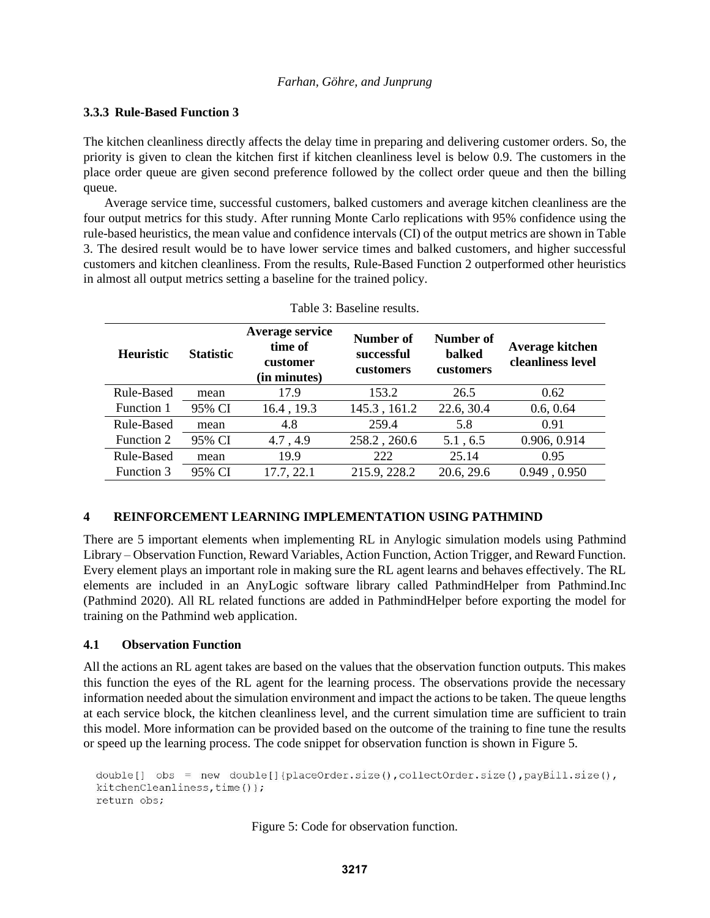### 3.3.3 Rule-Based Function 3

The kitchen cleanliness directly affects the delay time in preparing and delivering customer orders. So, the priority is given to clean the kitchen first if kitchen cleanliness level is below 0.9. The customers in the place order queue are given second preference followed by the collect order queue and then the billing queue.

Average service time, successful customers, balked customers and average kitchen cleanliness are the four output metrics for this study. After running Monte Carlo replications with 95% confidence using the rule-based heuristics, the mean value and confidence intervals (CI) of the output metrics are shown in Table 3. The desired result would be to have lower service times and balked customers, and higher successful customers and kitchen cleanliness. From the results, Rule-Based Function 2 outperformed other heuristics in almost all output metrics setting a baseline for the trained policy.

Table 3: Baseline results.

| Heuristic | Statistic | Average service time of customer (in minutes) | Number of successful customers | Number of balked customers | Average kitchen cleanliness level |
|---|---|---|---|---|---|
| Rule-Based Function 1 | mean | 17.9 | 153.2 | 26.5 | 0.62 |
| | 95% CI | 16.4 , 19.3 | 145.3 , 161.2 | 22.6, 30.4 | 0.6, 0.64 |
| Rule-Based Function 2 | mean | 4.8 | 259.4 | 5.8 | 0.91 |
| | 95% CI | 4.7 , 4.9 | 258.2 , 260.6 | 5.1 , 6.5 | 0.906, 0.914 |
| Rule-Based Function 3 | mean | 19.9 | 222 | 25.14 | 0.95 |
| | 95% CI | 17.7, 22.1 | 215.9, 228.2 | 20.6, 29.6 | 0.949 , 0.950 |

## 4 REINFORCEMENT LEARNING IMPLEMENTATION USING PATHMIND

There are 5 important elements when implementing RL in Anylogic simulation models using Pathmind Library – Observation Function, Reward Variables, Action Function, Action Trigger, and Reward Function. Every element plays an important role in making sure the RL agent learns and behaves effectively. The RL elements are included in an AnyLogic software library called PathmindHelper from Pathmind.Inc (Pathmind 2020). All RL related functions are added in PathmindHelper before exporting the model for training on the Pathmind web application.

### 4.1 Observation Function

All the actions an RL agent takes are based on the values that the observation function outputs. This makes this function the eyes of the RL agent for the learning process. The observations provide the necessary information needed about the simulation environment and impact the actions to be taken. The queue lengths at each service block, the kitchen cleanliness level, and the current simulation time are sufficient to train this model. More information can be provided based on the outcome of the training to fine tune the results or speed up the learning process. The code snippet for observation function is shown in Figure 5.

```
double[] obs = new double[]{placeOrder.size(),collectOrder.size(),payBill.size(),
kitchenCleanliness,time()};
return obs;
```

Figure 5: Code for observation function.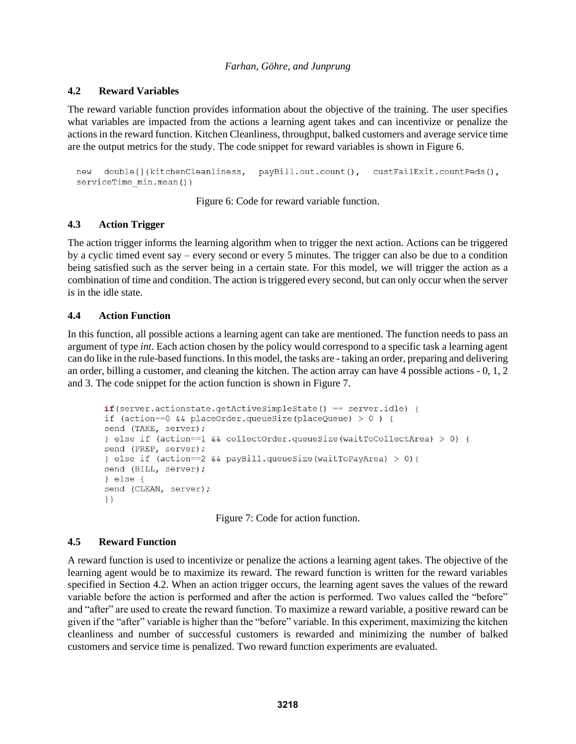### 4.2 Reward Variables

The reward variable function provides information about the objective of the training. The user specifies what variables are impacted from the actions a learning agent takes and can incentivize or penalize the actions in the reward function. Kitchen Cleanliness, throughput, balked customers and average service time are the output metrics for the study. The code snippet for reward variables is shown in Figure 6.

```
new double[]{kitchenCleanliness, payBill.out.count(), custFailExit.countPeds(),
serviceTime_min.mean()}
```

Figure 6: Code for reward variable function.

### 4.3 Action Trigger

The action trigger informs the learning algorithm when to trigger the next action. Actions can be triggered by a cyclic timed event say – every second or every 5 minutes. The trigger can also be due to a condition being satisfied such as the server being in a certain state. For this model, we will trigger the action as a combination of time and condition. The action is triggered every second, but can only occur when the server is in the idle state.

### 4.4 Action Function

In this function, all possible actions a learning agent can take are mentioned. The function needs to pass an argument of type *int*. Each action chosen by the policy would correspond to a specific task a learning agent can do like in the rule-based functions. In this model, the tasks are - taking an order, preparing and delivering an order, billing a customer, and cleaning the kitchen. The action array can have 4 possible actions - 0, 1, 2 and 3. The code snippet for the action function is shown in Figure 7.

```
if(server.actionstate.getActiveSimpleState() == server.idle) {
if (action==0 && placeOrder.queueSize(placeQueue) > 0 ) {
send (TAKE, server);
} else if (action==1 && collectOrder.queueSize(waitToCollectArea) > 0) {
send (PREP, server);
} else if (action==2 && payBill.queueSize(waitToPayArea) > 0){
send (BILL, server);
} else {
send (CLEAN, server);
}}
```

Figure 7: Code for action function.

### 4.5 Reward Function

A reward function is used to incentivize or penalize the actions a learning agent takes. The objective of the learning agent would be to maximize its reward. The reward function is written for the reward variables specified in Section 4.2. When an action trigger occurs, the learning agent saves the values of the reward variable before the action is performed and after the action is performed. Two values called the "before" and "after" are used to create the reward function. To maximize a reward variable, a positive reward can be given if the "after" variable is higher than the "before" variable. In this experiment, maximizing the kitchen cleanliness and number of successful customers is rewarded and minimizing the number of balked customers and service time is penalized. Two reward function experiments are evaluated.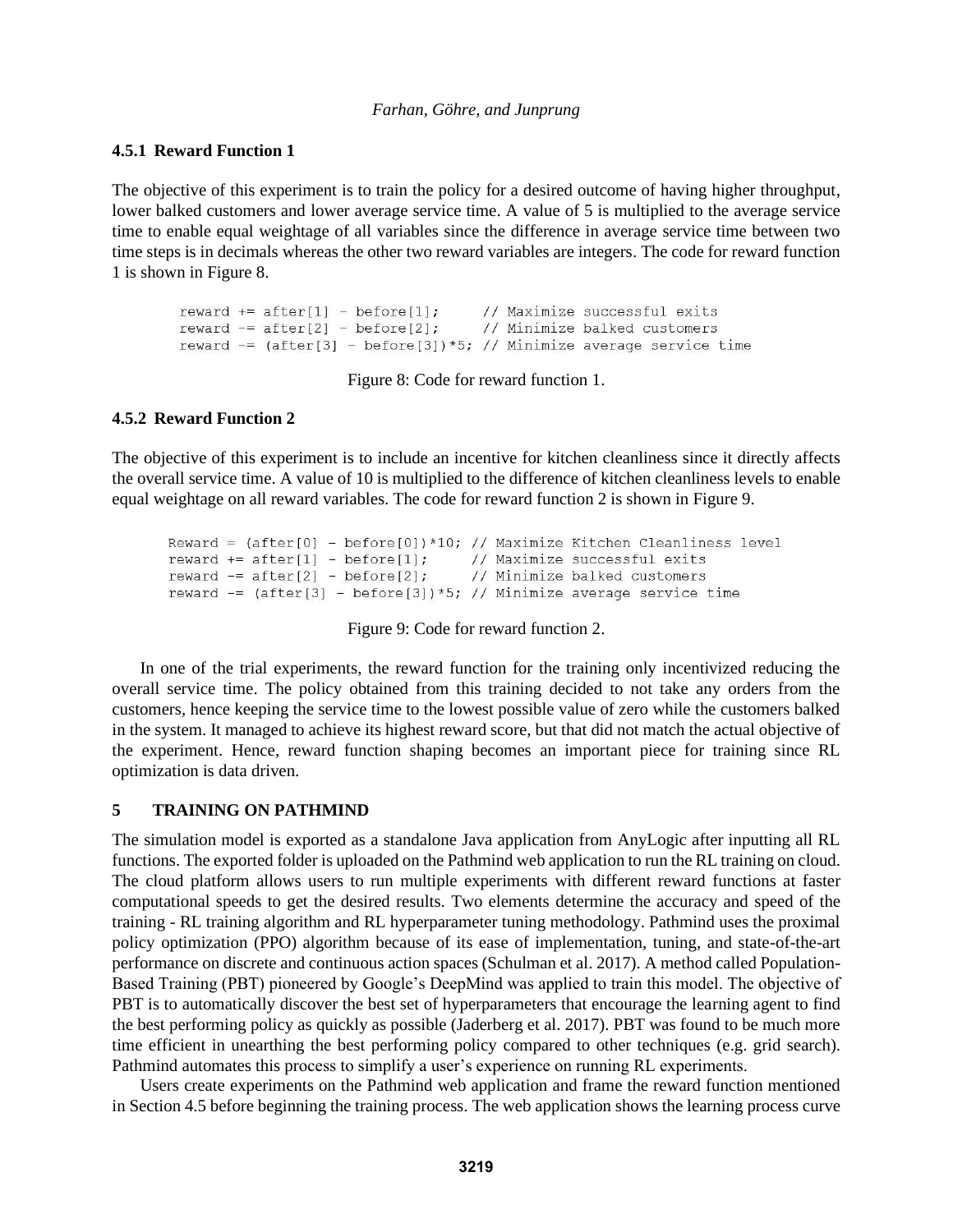### 4.5.1 Reward Function 1

The objective of this experiment is to train the policy for a desired outcome of having higher throughput, lower balked customers and lower average service time. A value of 5 is multiplied to the average service time to enable equal weightage of all variables since the difference in average service time between two time steps is in decimals whereas the other two reward variables are integers. The code for reward function 1 is shown in Figure 8.

```
reward += after[1] - before[1];      // Maximize successful exits
reward -= after[2] - before[2];      // Minimize balked customers
reward -= (after[3] - before[3])*5; // Minimize average service time
```

Figure 8: Code for reward function 1.

### 4.5.2 Reward Function 2

The objective of this experiment is to include an incentive for kitchen cleanliness since it directly affects the overall service time. A value of 10 is multiplied to the difference of kitchen cleanliness levels to enable equal weightage on all reward variables. The code for reward function 2 is shown in Figure 9.

```
Reward = (after[0] - before[0])*10; // Maximize Kitchen Cleanliness level
reward += after[1] - before[1];      // Maximize successful exits
reward -= after[2] - before[2];      // Minimize balked customers
reward -= (after[3] - before[3])*5; // Minimize average service time
```

Figure 9: Code for reward function 2.

In one of the trial experiments, the reward function for the training only incentivized reducing the overall service time. The policy obtained from this training decided to not take any orders from the customers, hence keeping the service time to the lowest possible value of zero while the customers balked in the system. It managed to achieve its highest reward score, but that did not match the actual objective of the experiment. Hence, reward function shaping becomes an important piece for training since RL optimization is data driven.

## 5 TRAINING ON PATHMIND

The simulation model is exported as a standalone Java application from AnyLogic after inputting all RL functions. The exported folder is uploaded on the Pathmind web application to run the RL training on cloud. The cloud platform allows users to run multiple experiments with different reward functions at faster computational speeds to get the desired results. Two elements determine the accuracy and speed of the training - RL training algorithm and RL hyperparameter tuning methodology. Pathmind uses the proximal policy optimization (PPO) algorithm because of its ease of implementation, tuning, and state-of-the-art performance on discrete and continuous action spaces (Schulman et al. 2017). A method called Population-Based Training (PBT) pioneered by Google's DeepMind was applied to train this model. The objective of PBT is to automatically discover the best set of hyperparameters that encourage the learning agent to find the best performing policy as quickly as possible (Jaderberg et al. 2017). PBT was found to be much more time efficient in unearthing the best performing policy compared to other techniques (e.g. grid search). Pathmind automates this process to simplify a user's experience on running RL experiments.

Users create experiments on the Pathmind web application and frame the reward function mentioned in Section 4.5 before beginning the training process. The web application shows the learning process curve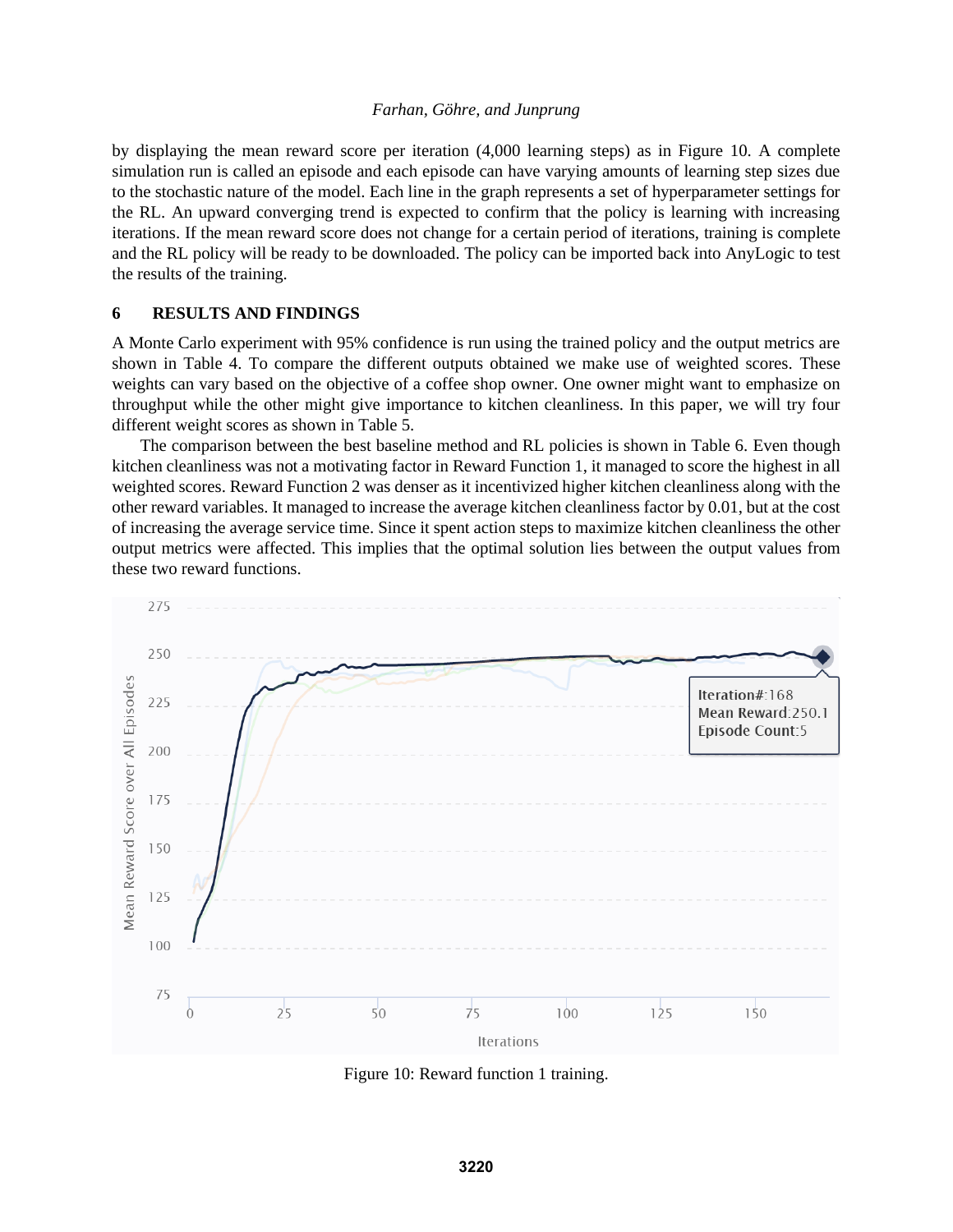by displaying the mean reward score per iteration (4,000 learning steps) as in Figure 10. A complete simulation run is called an episode and each episode can have varying amounts of learning step sizes due to the stochastic nature of the model. Each line in the graph represents a set of hyperparameter settings for the RL. An upward converging trend is expected to confirm that the policy is learning with increasing iterations. If the mean reward score does not change for a certain period of iterations, training is complete and the RL policy will be ready to be downloaded. The policy can be imported back into AnyLogic to test the results of the training.

## 6 RESULTS AND FINDINGS

A Monte Carlo experiment with 95% confidence is run using the trained policy and the output metrics are shown in Table 4. To compare the different outputs obtained we make use of weighted scores. These weights can vary based on the objective of a coffee shop owner. One owner might want to emphasize on throughput while the other might give importance to kitchen cleanliness. In this paper, we will try four different weight scores as shown in Table 5.

The comparison between the best baseline method and RL policies is shown in Table 6. Even though kitchen cleanliness was not a motivating factor in Reward Function 1, it managed to score the highest in all weighted scores. Reward Function 2 was denser as it incentivized higher kitchen cleanliness along with the other reward variables. It managed to increase the average kitchen cleanliness factor by 0.01, but at the cost of increasing the average service time. Since it spent action steps to maximize kitchen cleanliness the other output metrics were affected. This implies that the optimal solution lies between the output values from these two reward functions.

Figure 10: Reward function 1 training.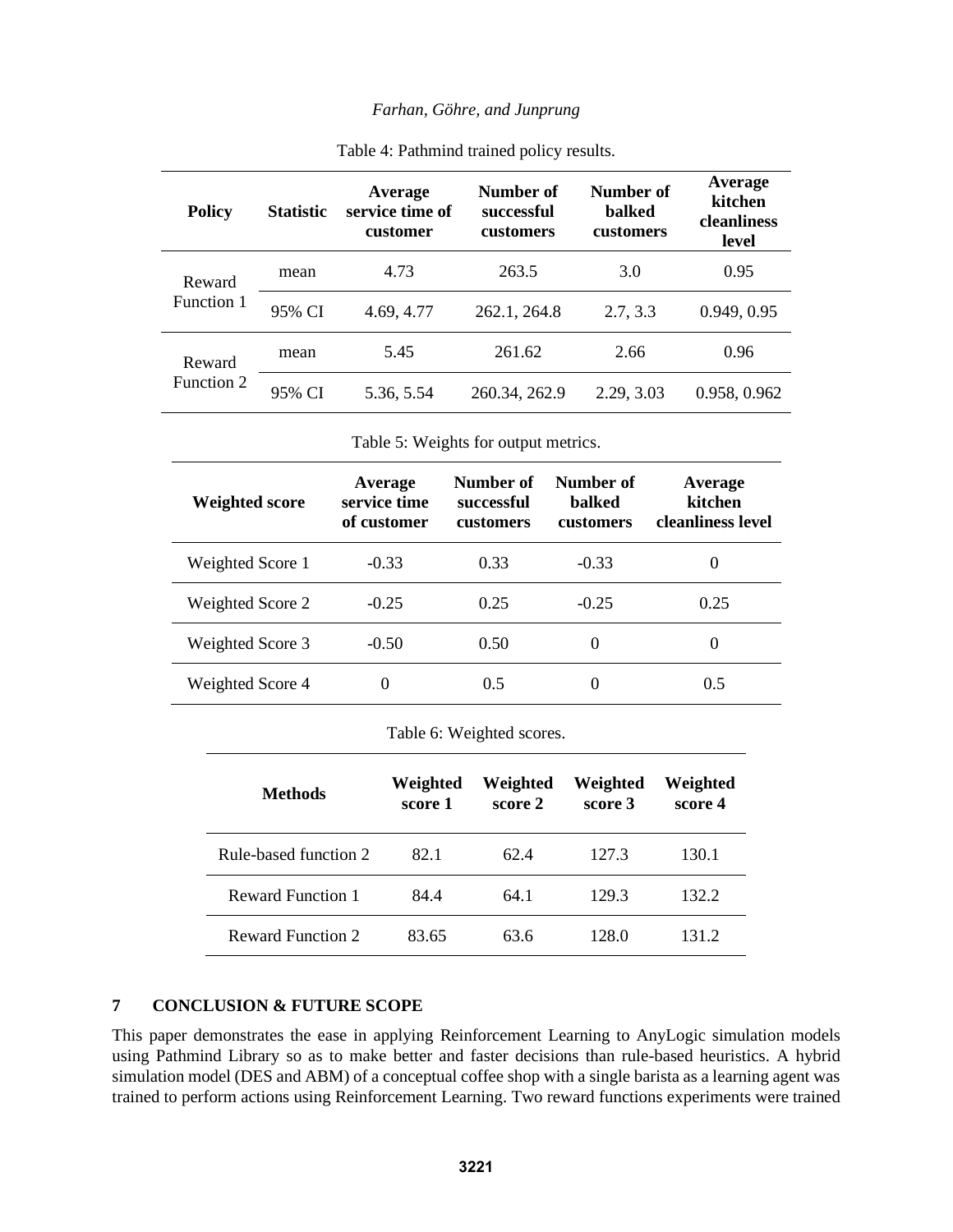Table 4: Pathmind trained policy results.

| Policy | Statistic | Average service time of customer | Number of successful customers | Number of balked customers | Average kitchen cleanliness level |
|---|---|---|---|---|---|
| Reward Function 1 | mean | 4.73 | 263.5 | 3.0 | 0.95 |
| | 95% CI | 4.69, 4.77 | 262.1, 264.8 | 2.7, 3.3 | 0.949, 0.95 |
| Reward Function 2 | mean | 5.45 | 261.62 | 2.66 | 0.96 |
| | 95% CI | 5.36, 5.54 | 260.34, 262.9 | 2.29, 3.03 | 0.958, 0.962 |

Table 5: Weights for output metrics.

| Weighted score | Average service time of customer | Number of successful customers | Number of balked customers | Average kitchen cleanliness level |
|---|---|---|---|---|
| Weighted Score 1 | -0.33 | 0.33 | -0.33 | 0 |
| Weighted Score 2 | -0.25 | 0.25 | -0.25 | 0.25 |
| Weighted Score 3 | -0.50 | 0.50 | 0 | 0 |
| Weighted Score 4 | 0 | 0.5 | 0 | 0.5 |

Table 6: Weighted scores.

| Methods | Weighted score 1 | Weighted score 2 | Weighted score 3 | Weighted score 4 |
|---|---|---|---|---|
| Rule-based function 2 | 82.1 | 62.4 | 127.3 | 130.1 |
| Reward Function 1 | 84.4 | 64.1 | 129.3 | 132.2 |
| Reward Function 2 | 83.65 | 63.6 | 128.0 | 131.2 |

## 7 CONCLUSION & FUTURE SCOPE

This paper demonstrates the ease in applying Reinforcement Learning to AnyLogic simulation models using Pathmind Library so as to make better and faster decisions than rule-based heuristics. A hybrid simulation model (DES and ABM) of a conceptual coffee shop with a single barista as a learning agent was trained to perform actions using Reinforcement Learning. Two reward functions experiments were trained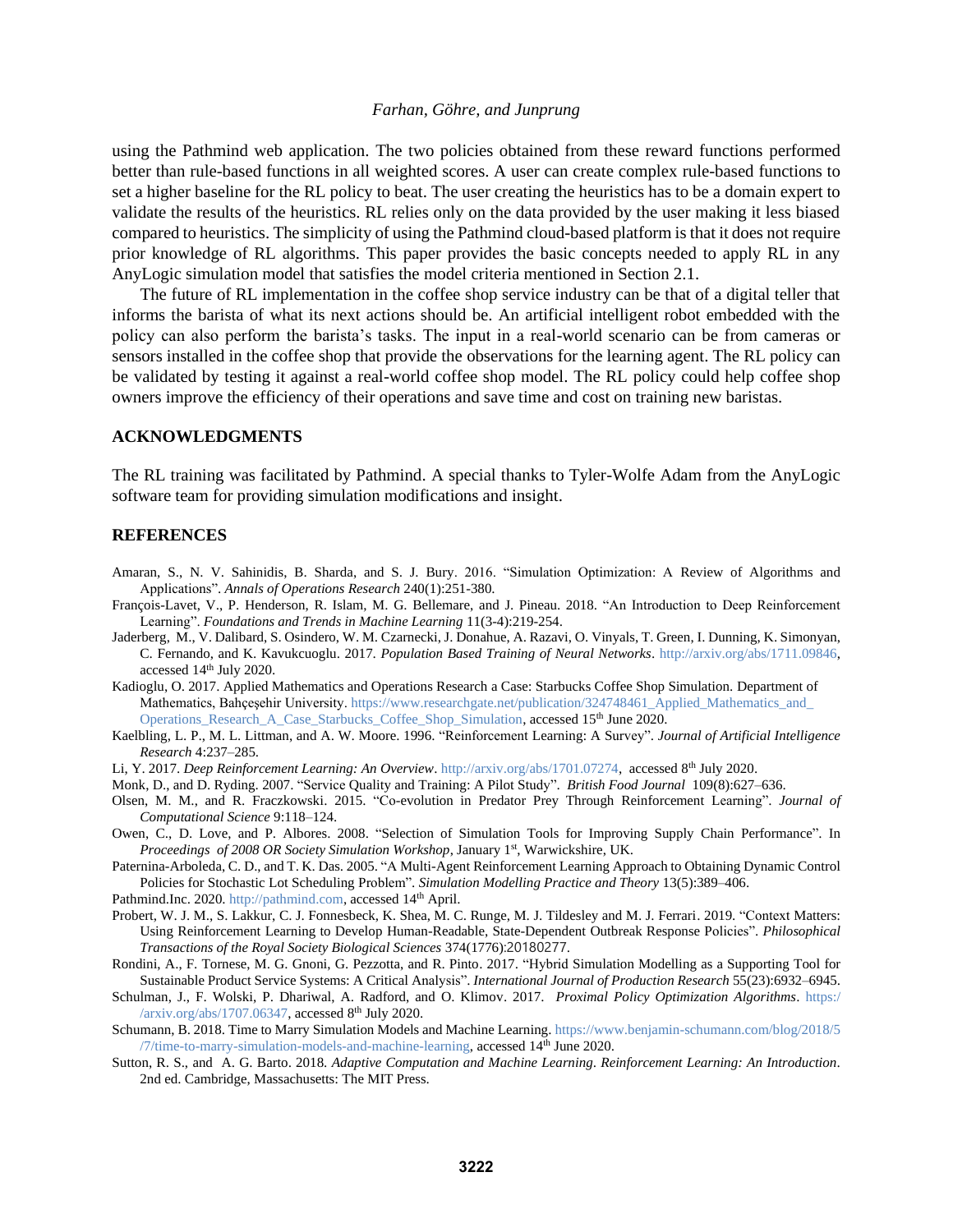using the Pathmind web application. The two policies obtained from these reward functions performed better than rule-based functions in all weighted scores. A user can create complex rule-based functions to set a higher baseline for the RL policy to beat. The user creating the heuristics has to be a domain expert to validate the results of the heuristics. RL relies only on the data provided by the user making it less biased compared to heuristics. The simplicity of using the Pathmind cloud-based platform is that it does not require prior knowledge of RL algorithms. This paper provides the basic concepts needed to apply RL in any AnyLogic simulation model that satisfies the model criteria mentioned in Section 2.1.

The future of RL implementation in the coffee shop service industry can be that of a digital teller that informs the barista of what its next actions should be. An artificial intelligent robot embedded with the policy can also perform the barista's tasks. The input in a real-world scenario can be from cameras or sensors installed in the coffee shop that provide the observations for the learning agent. The RL policy can be validated by testing it against a real-world coffee shop model. The RL policy could help coffee shop owners improve the efficiency of their operations and save time and cost on training new baristas.

## ACKNOWLEDGMENTS

The RL training was facilitated by Pathmind. A special thanks to Tyler-Wolfe Adam from the AnyLogic software team for providing simulation modifications and insight.

## REFERENCES

Amaran, S., N. V. Sahinidis, B. Sharda, and S. J. Bury. 2016. "Simulation Optimization: A Review of Algorithms and Applications". *Annals of Operations Research* 240(1):251-380.

François-Lavet, V., P. Henderson, R. Islam, M. G. Bellemare, and J. Pineau. 2018. "An Introduction to Deep Reinforcement Learning". *Foundations and Trends in Machine Learning* 11(3-4):219-254.

Jaderberg, M., V. Dalibard, S. Osindero, W. M. Czarnecki, J. Donahue, A. Razavi, O. Vinyals, T. Green, I. Dunning, K. Simonyan, C. Fernando, and K. Kavukcuoglu. 2017. *Population Based Training of Neural Networks*. http://arxiv.org/abs/1711.09846, accessed 14th July 2020.

Kadioglu, O. 2017. Applied Mathematics and Operations Research a Case: Starbucks Coffee Shop Simulation. Department of Mathematics, Bahçeşehir University. https://www.researchgate.net/publication/324748461_Applied_Mathematics_and_Operations_Research_A_Case_Starbucks_Coffee_Shop_Simulation, accessed 15th June 2020.

Kaelbling, L. P., M. L. Littman, and A. W. Moore. 1996. "Reinforcement Learning: A Survey". *Journal of Artificial Intelligence Research* 4:237–285.

Li, Y. 2017. *Deep Reinforcement Learning: An Overview*. http://arxiv.org/abs/1701.07274, accessed 8th July 2020.

Monk, D., and D. Ryding. 2007. "Service Quality and Training: A Pilot Study". *British Food Journal* 109(8):627–636.

Olsen, M. M., and R. Fraczkowski. 2015. "Co-evolution in Predator Prey Through Reinforcement Learning". *Journal of Computational Science* 9:118–124.

Owen, C., D. Love, and P. Albores. 2008. "Selection of Simulation Tools for Improving Supply Chain Performance". In *Proceedings of 2008 OR Society Simulation Workshop*, January 1st, Warwickshire, UK.

Paternina-Arboleda, C. D., and T. K. Das. 2005. "A Multi-Agent Reinforcement Learning Approach to Obtaining Dynamic Control Policies for Stochastic Lot Scheduling Problem". *Simulation Modelling Practice and Theory* 13(5):389–406.

Pathmind.Inc. 2020. http://pathmind.com, accessed 14th April.

Probert, W. J. M., S. Lakkur, C. J. Fonnesbeck, K. Shea, M. C. Runge, M. J. Tildesley and M. J. Ferrari. 2019. "Context Matters: Using Reinforcement Learning to Develop Human-Readable, State-Dependent Outbreak Response Policies". *Philosophical Transactions of the Royal Society Biological Sciences* 374(1776):20180277.

Rondini, A., F. Tornese, M. G. Gnoni, G. Pezzotta, and R. Pinto. 2017. "Hybrid Simulation Modelling as a Supporting Tool for Sustainable Product Service Systems: A Critical Analysis". *International Journal of Production Research* 55(23):6932–6945.

Schulman, J., F. Wolski, P. Dhariwal, A. Radford, and O. Klimov. 2017. *Proximal Policy Optimization Algorithms*. https://arxiv.org/abs/1707.06347, accessed 8th July 2020.

Schumann, B. 2018. Time to Marry Simulation Models and Machine Learning. https://www.benjamin-schumann.com/blog/2018/5/7/time-to-marry-simulation-models-and-machine-learning, accessed 14th June 2020.

Sutton, R. S., and A. G. Barto. 2018. *Adaptive Computation and Machine Learning*. *Reinforcement Learning: An Introduction*. 2nd ed. Cambridge, Massachusetts: The MIT Press.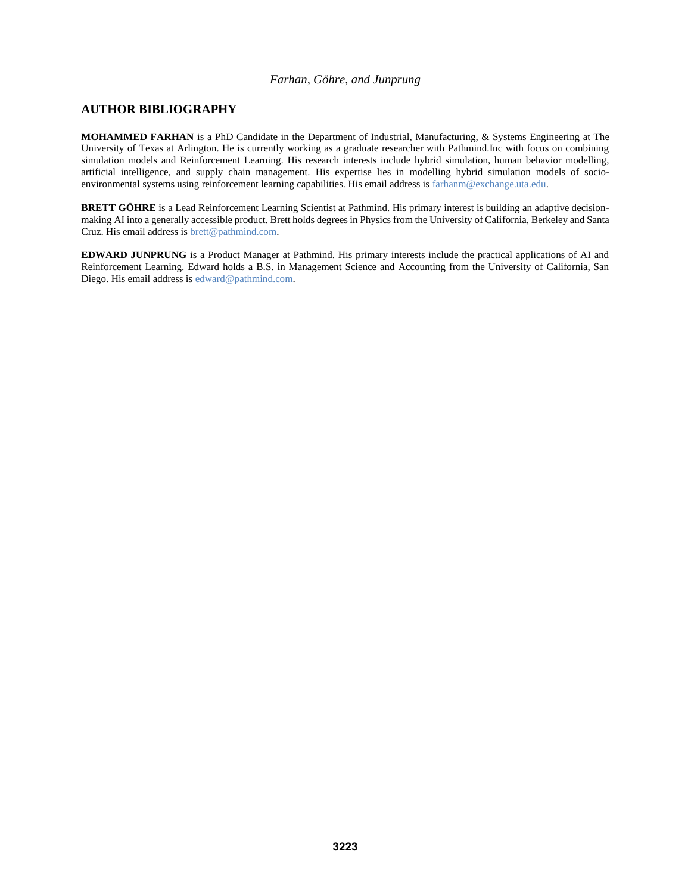## AUTHOR BIBLIOGRAPHY

**MOHAMMED FARHAN** is a PhD Candidate in the Department of Industrial, Manufacturing, & Systems Engineering at The University of Texas at Arlington. He is currently working as a graduate researcher with Pathmind.Inc with focus on combining simulation models and Reinforcement Learning. His research interests include hybrid simulation, human behavior modelling, artificial intelligence, and supply chain management. His expertise lies in modelling hybrid simulation models of socio-environmental systems using reinforcement learning capabilities. His email address is farhanm@exchange.uta.edu.

**BRETT GÖHRE** is a Lead Reinforcement Learning Scientist at Pathmind. His primary interest is building an adaptive decision-making AI into a generally accessible product. Brett holds degrees in Physics from the University of California, Berkeley and Santa Cruz. His email address is brett@pathmind.com.

**EDWARD JUNPRUNG** is a Product Manager at Pathmind. His primary interests include the practical applications of AI and Reinforcement Learning. Edward holds a B.S. in Management Science and Accounting from the University of California, San Diego. His email address is edward@pathmind.com.